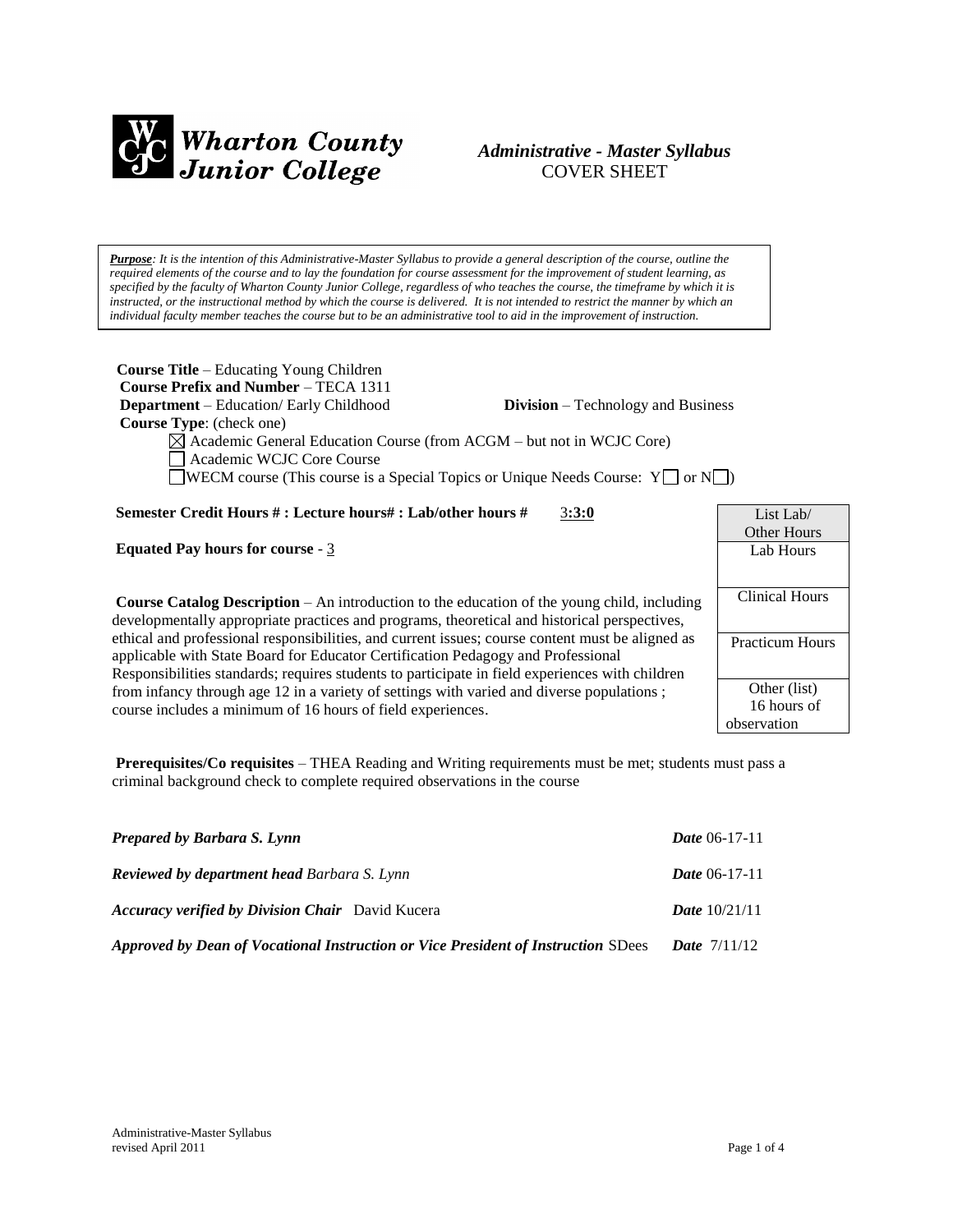**Wharton County Junior College**

***Administrative - Master Syllabus***
COVER SHEET

***Purpose**: It is the intention of this Administrative-Master Syllabus to provide a general description of the course, outline the required elements of the course and to lay the foundation for course assessment for the improvement of student learning, as specified by the faculty of Wharton County Junior College, regardless of who teaches the course, the timeframe by which it is instructed, or the instructional method by which the course is delivered. It is not intended to restrict the manner by which an individual faculty member teaches the course but to be an administrative tool to aid in the improvement of instruction.*

**Course Title** – Educating Young Children
**Course Prefix and Number** – TECA 1311
**Department** – Education/ Early Childhood **Division** – Technology and Business
**Course Type**: (check one)

- ☒ Academic General Education Course (from ACGM – but not in WCJC Core)
- ☐ Academic WCJC Core Course
- ☐ WECM course (This course is a Special Topics or Unique Needs Course: Y☐ or N☐)

**Semester Credit Hours # : Lecture hours# : Lab/other hours #** 3**:3:0**

**Equated Pay hours for course** - 3

**Course Catalog Description** – An introduction to the education of the young child, including developmentally appropriate practices and programs, theoretical and historical perspectives, ethical and professional responsibilities, and current issues; course content must be aligned as applicable with State Board for Educator Certification Pedagogy and Professional Responsibilities standards; requires students to participate in field experiences with children from infancy through age 12 in a variety of settings with varied and diverse populations ; course includes a minimum of 16 hours of field experiences.

| List Lab/ Other Hours |
|---|
| Lab Hours |
| Clinical Hours |
| Practicum Hours |
| Other (list) 16 hours of observation |

**Prerequisites/Co requisites** – THEA Reading and Writing requirements must be met; students must pass a criminal background check to complete required observations in the course

***Prepared by Barbara S. Lynn*** ***Date*** 06-17-11

***Reviewed by department head*** *Barbara S. Lynn* ***Date*** 06-17-11

***Accuracy verified by Division Chair*** David Kucera ***Date*** 10/21/11

***Approved by Dean of Vocational Instruction or Vice President of Instruction*** SDees ***Date*** 7/11/12

Administrative-Master Syllabus
revised April 2011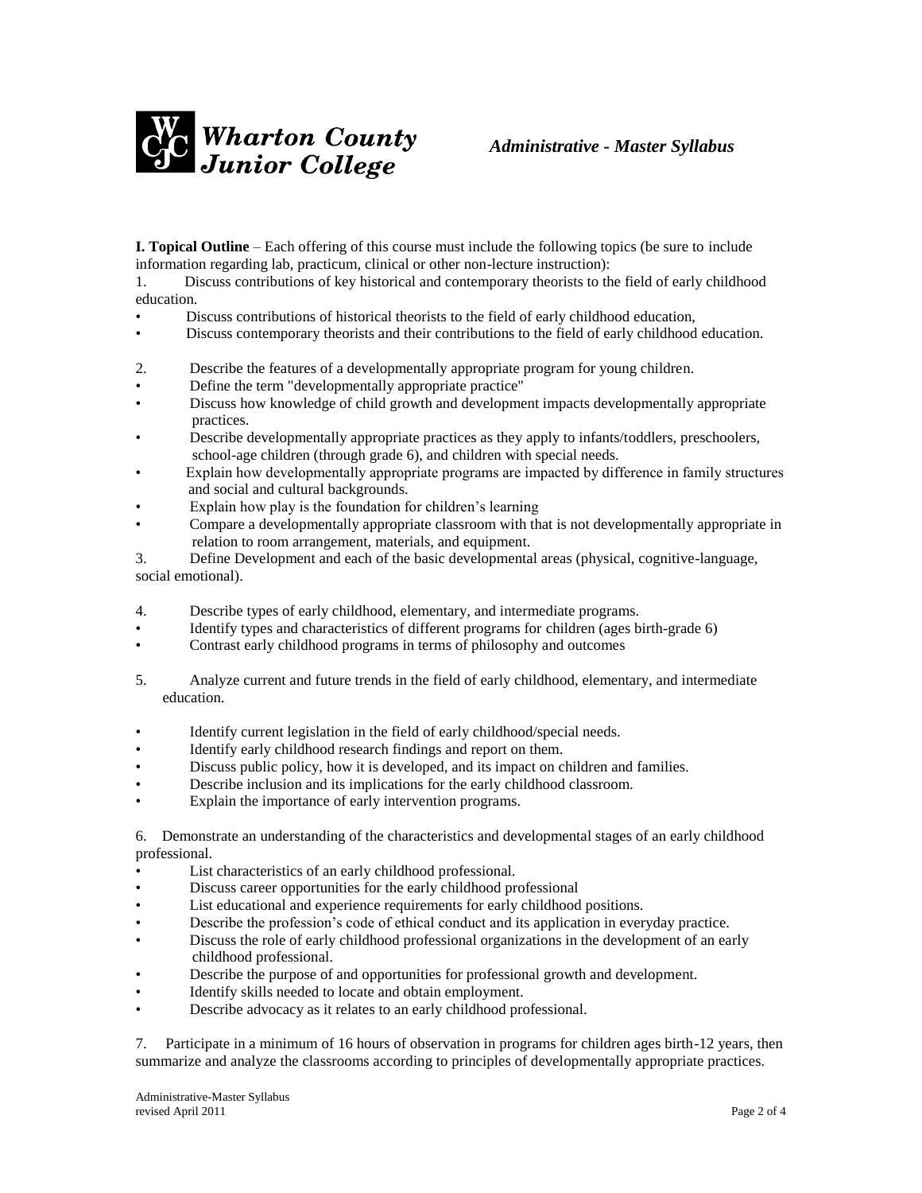**I. Topical Outline** – Each offering of this course must include the following topics (be sure to include information regarding lab, practicum, clinical or other non-lecture instruction):

1. Discuss contributions of key historical and contemporary theorists to the field of early childhood education.
   - Discuss contributions of historical theorists to the field of early childhood education,
   - Discuss contemporary theorists and their contributions to the field of early childhood education.

2. Describe the features of a developmentally appropriate program for young children.
   - Define the term "developmentally appropriate practice"
   - Discuss how knowledge of child growth and development impacts developmentally appropriate practices.
   - Describe developmentally appropriate practices as they apply to infants/toddlers, preschoolers, school-age children (through grade 6), and children with special needs.
   - Explain how developmentally appropriate programs are impacted by difference in family structures and social and cultural backgrounds.
   - Explain how play is the foundation for children's learning
   - Compare a developmentally appropriate classroom with that is not developmentally appropriate in relation to room arrangement, materials, and equipment.

3. Define Development and each of the basic developmental areas (physical, cognitive-language, social emotional).

4. Describe types of early childhood, elementary, and intermediate programs.
   - Identify types and characteristics of different programs for children (ages birth-grade 6)
   - Contrast early childhood programs in terms of philosophy and outcomes

5. Analyze current and future trends in the field of early childhood, elementary, and intermediate education.
   - Identify current legislation in the field of early childhood/special needs.
   - Identify early childhood research findings and report on them.
   - Discuss public policy, how it is developed, and its impact on children and families.
   - Describe inclusion and its implications for the early childhood classroom.
   - Explain the importance of early intervention programs.

6. Demonstrate an understanding of the characteristics and developmental stages of an early childhood professional.
   - List characteristics of an early childhood professional.
   - Discuss career opportunities for the early childhood professional
   - List educational and experience requirements for early childhood positions.
   - Describe the profession's code of ethical conduct and its application in everyday practice.
   - Discuss the role of early childhood professional organizations in the development of an early childhood professional.
   - Describe the purpose of and opportunities for professional growth and development.
   - Identify skills needed to locate and obtain employment.
   - Describe advocacy as it relates to an early childhood professional.

7. Participate in a minimum of 16 hours of observation in programs for children ages birth-12 years, then summarize and analyze the classrooms according to principles of developmentally appropriate practices.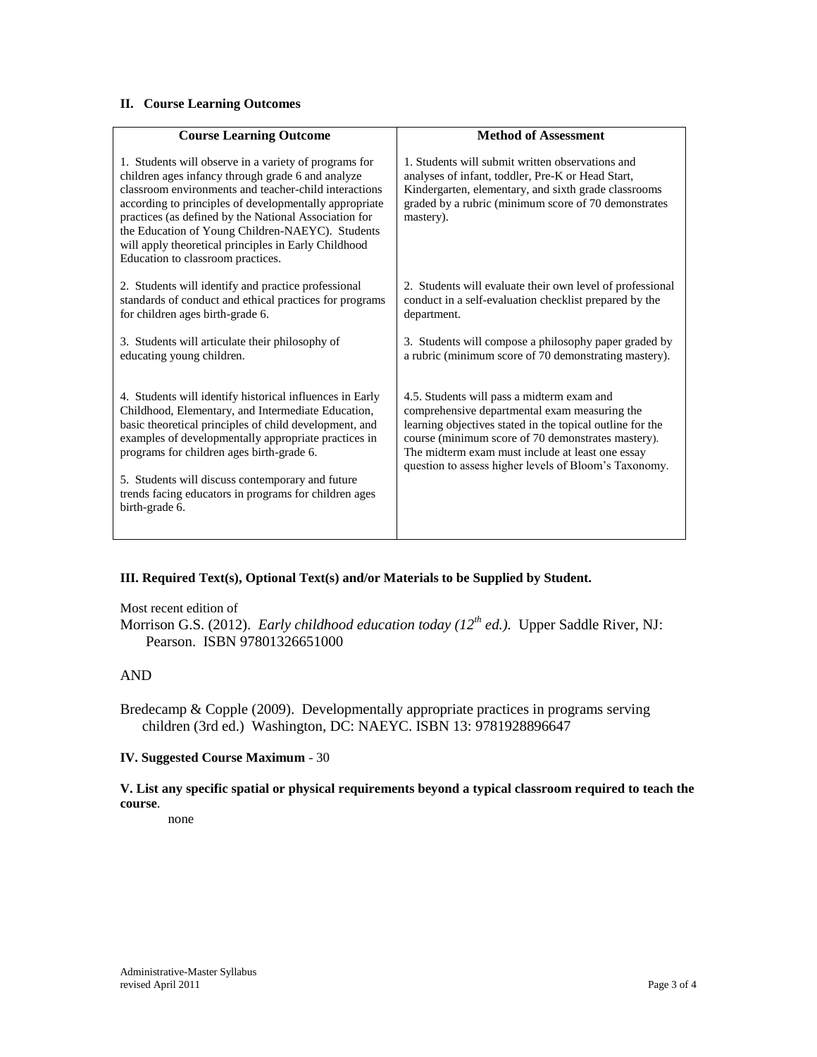## II. Course Learning Outcomes

| Course Learning Outcome | Method of Assessment |
|---|---|
| 1. Students will observe in a variety of programs for children ages infancy through grade 6 and analyze classroom environments and teacher-child interactions according to principles of developmentally appropriate practices (as defined by the National Association for the Education of Young Children-NAEYC). Students will apply theoretical principles in Early Childhood Education to classroom practices. | 1. Students will submit written observations and analyses of infant, toddler, Pre-K or Head Start, Kindergarten, elementary, and sixth grade classrooms graded by a rubric (minimum score of 70 demonstrates mastery). |
| 2. Students will identify and practice professional standards of conduct and ethical practices for programs for children ages birth-grade 6. | 2. Students will evaluate their own level of professional conduct in a self-evaluation checklist prepared by the department. |
| 3. Students will articulate their philosophy of educating young children. | 3. Students will compose a philosophy paper graded by a rubric (minimum score of 70 demonstrating mastery). |
| 4. Students will identify historical influences in Early Childhood, Elementary, and Intermediate Education, basic theoretical principles of child development, and examples of developmentally appropriate practices in programs for children ages birth-grade 6.<br><br>5. Students will discuss contemporary and future trends facing educators in programs for children ages birth-grade 6. | 4.5. Students will pass a midterm exam and comprehensive departmental exam measuring the learning objectives stated in the topical outline for the course (minimum score of 70 demonstrates mastery). The midterm exam must include at least one essay question to assess higher levels of Bloom's Taxonomy. |

## III. Required Text(s), Optional Text(s) and/or Materials to be Supplied by Student.

Most recent edition of

Morrison G.S. (2012). *Early childhood education today (12th ed.).* Upper Saddle River, NJ: Pearson. ISBN 97801326651000

AND

Bredecamp & Copple (2009). Developmentally appropriate practices in programs serving children (3rd ed.) Washington, DC: NAEYC. ISBN 13: 9781928896647

**IV. Suggested Course Maximum** - 30

**V. List any specific spatial or physical requirements beyond a typical classroom required to teach the course**.

none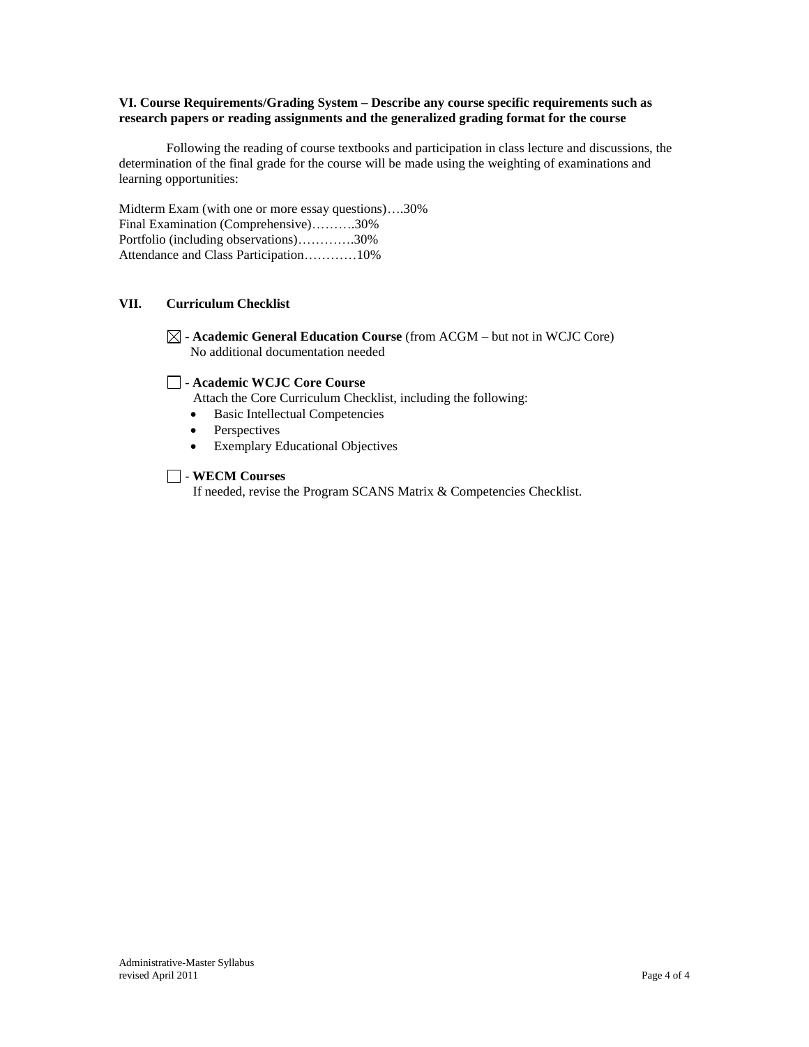**VI. Course Requirements/Grading System – Describe any course specific requirements such as research papers or reading assignments and the generalized grading format for the course**

Following the reading of course textbooks and participation in class lecture and discussions, the determination of the final grade for the course will be made using the weighting of examinations and learning opportunities:

Midterm Exam (with one or more essay questions)….30%
Final Examination (Comprehensive)……….30%
Portfolio (including observations)………….30%
Attendance and Class Participation…………10%

**VII. Curriculum Checklist**

☒ - **Academic General Education Course** (from ACGM – but not in WCJC Core)
No additional documentation needed

☐ - **Academic WCJC Core Course**
Attach the Core Curriculum Checklist, including the following:

- Basic Intellectual Competencies
- Perspectives
- Exemplary Educational Objectives

☐ - **WECM Courses**
If needed, revise the Program SCANS Matrix & Competencies Checklist.